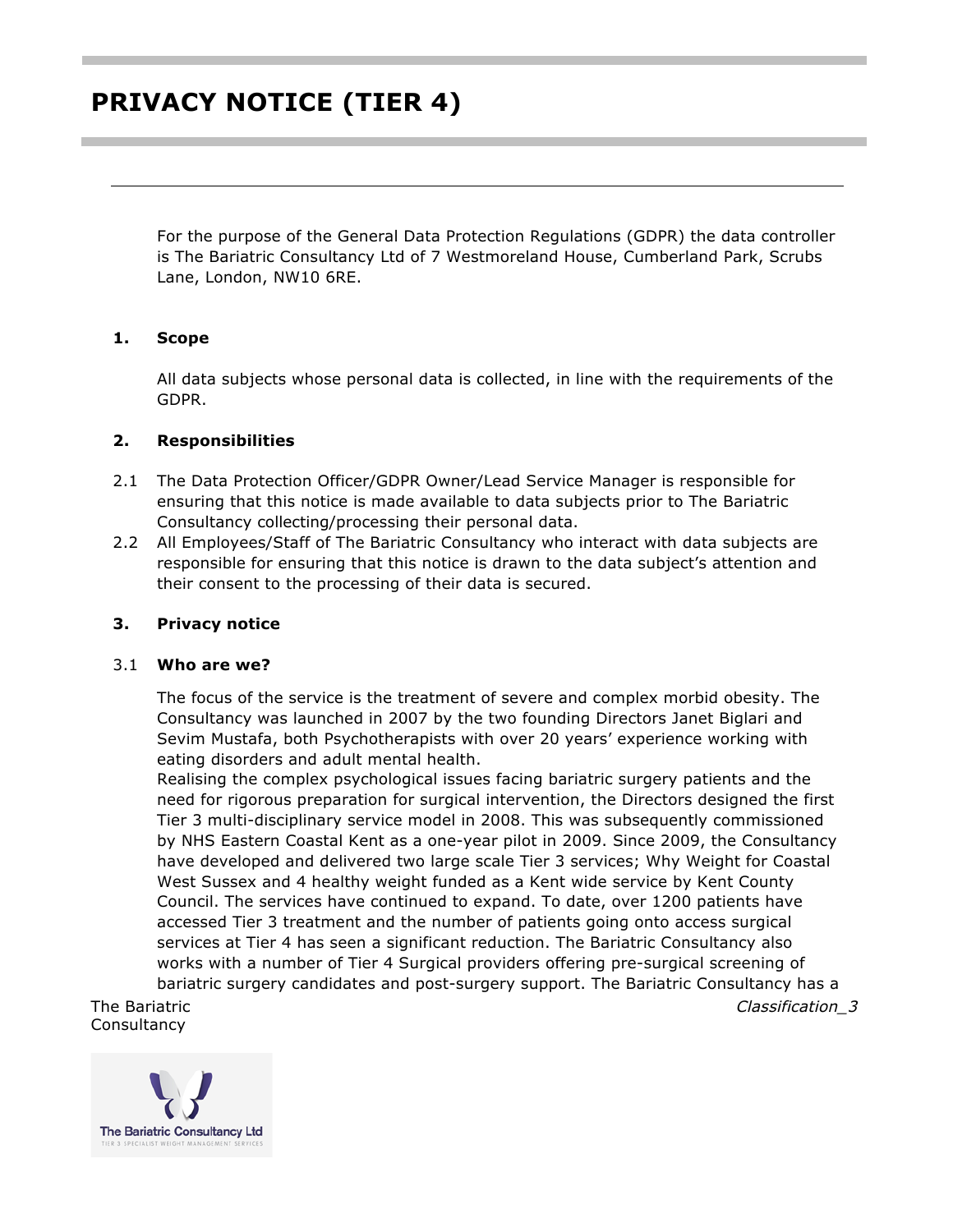# PRIVACY NOTICE (TIER 4)

---

For the purpose of the General Data Protection Regulations (GDPR) the data controller is The Bariatric Consultancy Ltd of 7 Westmoreland House, Cumberland Park, Scrubs Lane, London, NW10 6RE.

## 1. Scope

All data subjects whose personal data is collected, in line with the requirements of the GDPR.

## 2. Responsibilities

2.1 The Data Protection Officer/GDPR Owner/Lead Service Manager is responsible for ensuring that this notice is made available to data subjects prior to The Bariatric Consultancy collecting/processing their personal data.

2.2 All Employees/Staff of The Bariatric Consultancy who interact with data subjects are responsible for ensuring that this notice is drawn to the data subject's attention and their consent to the processing of their data is secured.

## 3. Privacy notice

### 3.1 Who are we?

The focus of the service is the treatment of severe and complex morbid obesity. The Consultancy was launched in 2007 by the two founding Directors Janet Biglari and Sevim Mustafa, both Psychotherapists with over 20 years' experience working with eating disorders and adult mental health.

Realising the complex psychological issues facing bariatric surgery patients and the need for rigorous preparation for surgical intervention, the Directors designed the first Tier 3 multi-disciplinary service model in 2008. This was subsequently commissioned by NHS Eastern Coastal Kent as a one-year pilot in 2009. Since 2009, the Consultancy have developed and delivered two large scale Tier 3 services; Why Weight for Coastal West Sussex and 4 healthy weight funded as a Kent wide service by Kent County Council. The services have continued to expand. To date, over 1200 patients have accessed Tier 3 treatment and the number of patients going onto access surgical services at Tier 4 has seen a significant reduction. The Bariatric Consultancy also works with a number of Tier 4 Surgical providers offering pre-surgical screening of bariatric surgery candidates and post-surgery support. The Bariatric Consultancy has a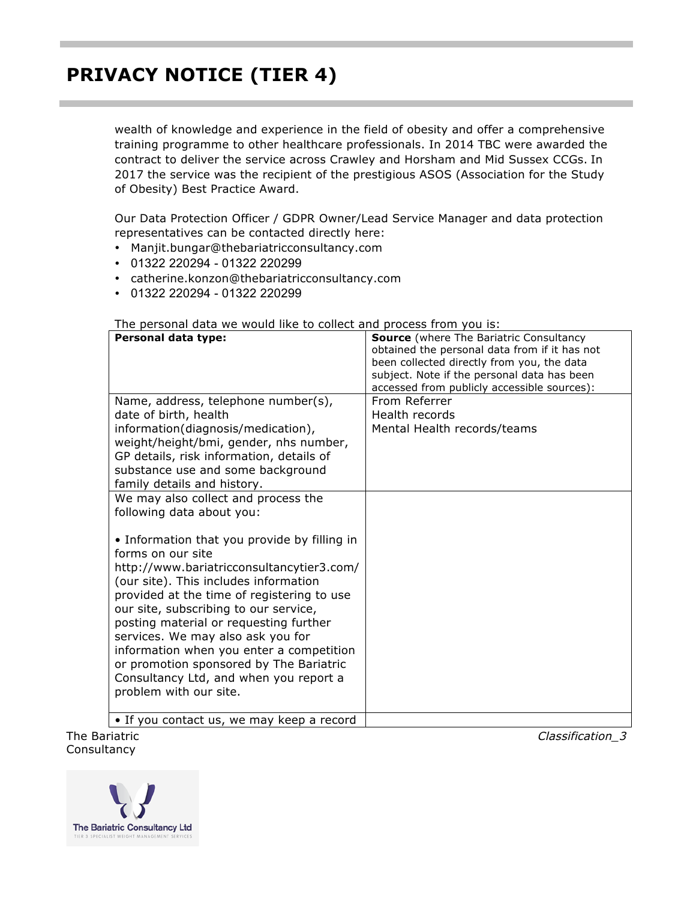wealth of knowledge and experience in the field of obesity and offer a comprehensive training programme to other healthcare professionals. In 2014 TBC were awarded the contract to deliver the service across Crawley and Horsham and Mid Sussex CCGs. In 2017 the service was the recipient of the prestigious ASOS (Association for the Study of Obesity) Best Practice Award.

Our Data Protection Officer / GDPR Owner/Lead Service Manager and data protection representatives can be contacted directly here:

- Manjit.bungar@thebariatricconsultancy.com
- 01322 220294 - 01322 220299
- catherine.konzon@thebariatricconsultancy.com
- 01322 220294 - 01322 220299

The personal data we would like to collect and process from you is:

| **Personal data type:** | **Source** (where The Bariatric Consultancy obtained the personal data from if it has not been collected directly from you, the data subject. Note if the personal data has been accessed from publicly accessible sources): |
|---|---|
| Name, address, telephone number(s), date of birth, health information(diagnosis/medication), weight/height/bmi, gender, nhs number, GP details, risk information, details of substance use and some background family details and history. | From Referrer<br>Health records<br>Mental Health records/teams |
| We may also collect and process the following data about you:<br><br>• Information that you provide by filling in forms on our site http://www.bariatricconsultancytier3.com/ (our site). This includes information provided at the time of registering to use our site, subscribing to our service, posting material or requesting further services. We may also ask you for information when you enter a competition or promotion sponsored by The Bariatric Consultancy Ltd, and when you report a problem with our site. | |
| • If you contact us, we may keep a record | |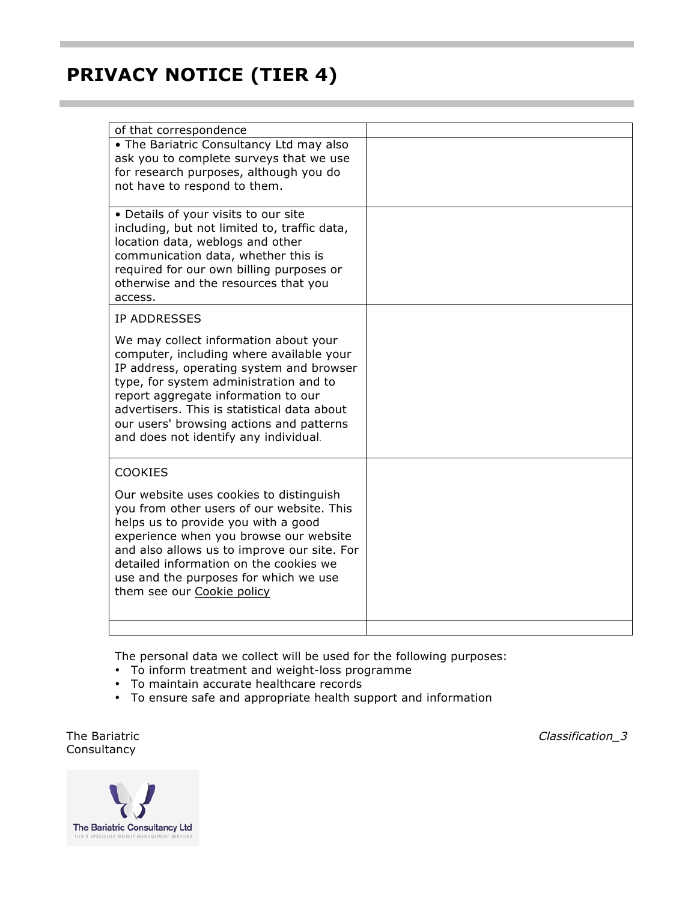# PRIVACY NOTICE (TIER 4)

| | |
|---|---|
| of that correspondence | |
| • The Bariatric Consultancy Ltd may also ask you to complete surveys that we use for research purposes, although you do not have to respond to them. | |
| • Details of your visits to our site including, but not limited to, traffic data, location data, weblogs and other communication data, whether this is required for our own billing purposes or otherwise and the resources that you access. | |
| IP ADDRESSES<br><br>We may collect information about your computer, including where available your IP address, operating system and browser type, for system administration and to report aggregate information to our advertisers. This is statistical data about our users' browsing actions and patterns and does not identify any individual. | |
| COOKIES<br><br>Our website uses cookies to distinguish you from other users of our website. This helps us to provide you with a good experience when you browse our website and also allows us to improve our site. For detailed information on the cookies we use and the purposes for which we use them see our Cookie policy | |
| | |

The personal data we collect will be used for the following purposes:

- To inform treatment and weight-loss programme
- To maintain accurate healthcare records
- To ensure safe and appropriate health support and information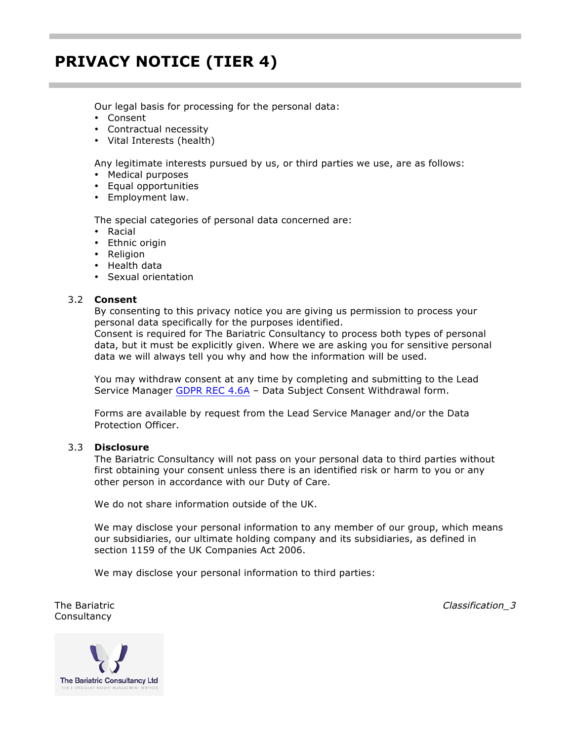# PRIVACY NOTICE (TIER 4)

Our legal basis for processing for the personal data:

- Consent
- Contractual necessity
- Vital Interests (health)

Any legitimate interests pursued by us, or third parties we use, are as follows:

- Medical purposes
- Equal opportunities
- Employment law.

The special categories of personal data concerned are:

- Racial
- Ethnic origin
- Religion
- Health data
- Sexual orientation

### 3.2 Consent

By consenting to this privacy notice you are giving us permission to process your personal data specifically for the purposes identified.
Consent is required for The Bariatric Consultancy to process both types of personal data, but it must be explicitly given. Where we are asking you for sensitive personal data we will always tell you why and how the information will be used.

You may withdraw consent at any time by completing and submitting to the Lead Service Manager GDPR REC 4.6A – Data Subject Consent Withdrawal form.

Forms are available by request from the Lead Service Manager and/or the Data Protection Officer.

### 3.3 Disclosure

The Bariatric Consultancy will not pass on your personal data to third parties without first obtaining your consent unless there is an identified risk or harm to you or any other person in accordance with our Duty of Care.

We do not share information outside of the UK.

We may disclose your personal information to any member of our group, which means our subsidiaries, our ultimate holding company and its subsidiaries, as defined in section 1159 of the UK Companies Act 2006.

We may disclose your personal information to third parties: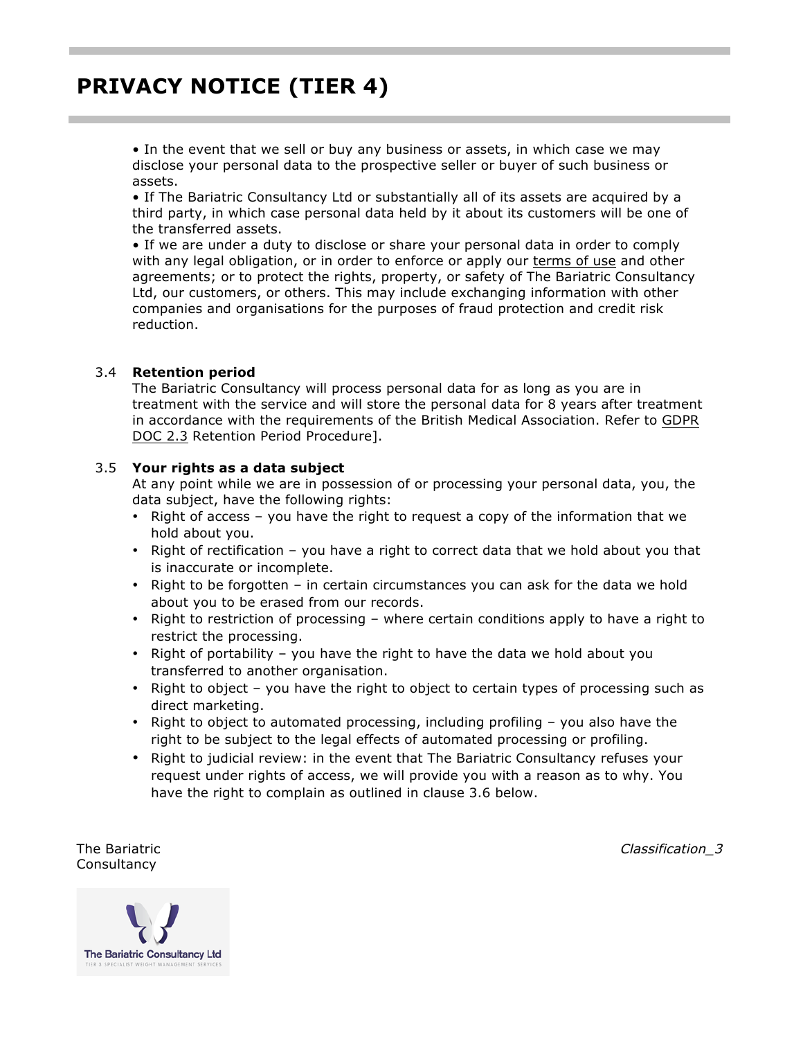• In the event that we sell or buy any business or assets, in which case we may disclose your personal data to the prospective seller or buyer of such business or assets.
• If The Bariatric Consultancy Ltd or substantially all of its assets are acquired by a third party, in which case personal data held by it about its customers will be one of the transferred assets.
• If we are under a duty to disclose or share your personal data in order to comply with any legal obligation, or in order to enforce or apply our terms of use and other agreements; or to protect the rights, property, or safety of The Bariatric Consultancy Ltd, our customers, or others. This may include exchanging information with other companies and organisations for the purposes of fraud protection and credit risk reduction.

3.4 **Retention period**
The Bariatric Consultancy will process personal data for as long as you are in treatment with the service and will store the personal data for 8 years after treatment in accordance with the requirements of the British Medical Association. Refer to GDPR DOC 2.3 Retention Period Procedure].

3.5 **Your rights as a data subject**
At any point while we are in possession of or processing your personal data, you, the data subject, have the following rights:

- Right of access – you have the right to request a copy of the information that we hold about you.
- Right of rectification – you have a right to correct data that we hold about you that is inaccurate or incomplete.
- Right to be forgotten – in certain circumstances you can ask for the data we hold about you to be erased from our records.
- Right to restriction of processing – where certain conditions apply to have a right to restrict the processing.
- Right of portability – you have the right to have the data we hold about you transferred to another organisation.
- Right to object – you have the right to object to certain types of processing such as direct marketing.
- Right to object to automated processing, including profiling – you also have the right to be subject to the legal effects of automated processing or profiling.
- Right to judicial review: in the event that The Bariatric Consultancy refuses your request under rights of access, we will provide you with a reason as to why. You have the right to complain as outlined in clause 3.6 below.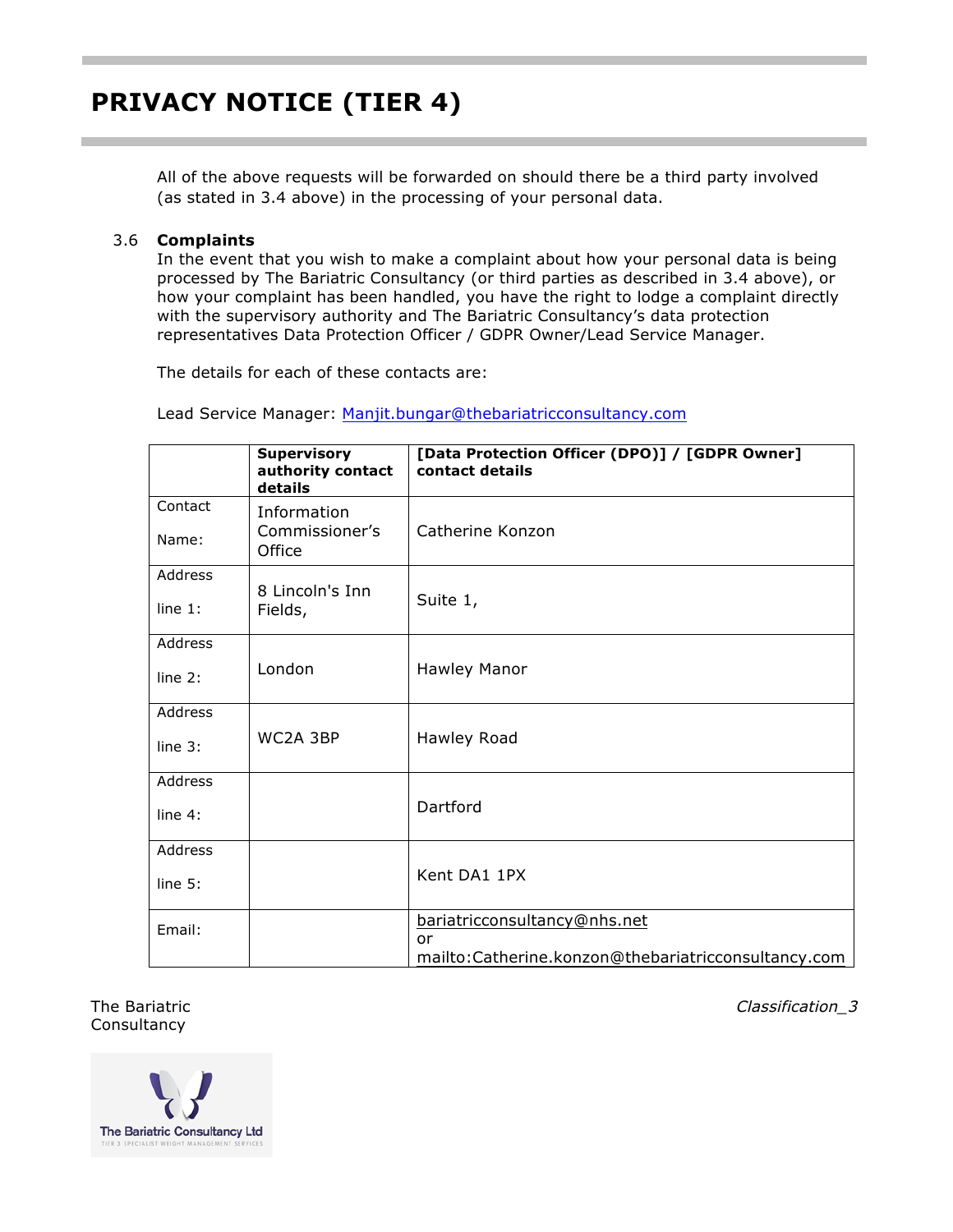All of the above requests will be forwarded on should there be a third party involved (as stated in 3.4 above) in the processing of your personal data.

### 3.6 Complaints

In the event that you wish to make a complaint about how your personal data is being processed by The Bariatric Consultancy (or third parties as described in 3.4 above), or how your complaint has been handled, you have the right to lodge a complaint directly with the supervisory authority and The Bariatric Consultancy's data protection representatives Data Protection Officer / GDPR Owner/Lead Service Manager.

The details for each of these contacts are:

Lead Service Manager: Manjit.bungar@thebariatricconsultancy.com

| | **Supervisory authority contact details** | **[Data Protection Officer (DPO)] / [GDPR Owner] contact details** |
|---|---|---|
| Contact Name: | Information Commissioner's Office | Catherine Konzon |
| Address line 1: | 8 Lincoln's Inn Fields, | Suite 1, |
| Address line 2: | London | Hawley Manor |
| Address line 3: | WC2A 3BP | Hawley Road |
| Address line 4: | | Dartford |
| Address line 5: | | Kent DA1 1PX |
| Email: | | bariatricconsultancy@nhs.net or mailto:Catherine.konzon@thebariatricconsultancy.com |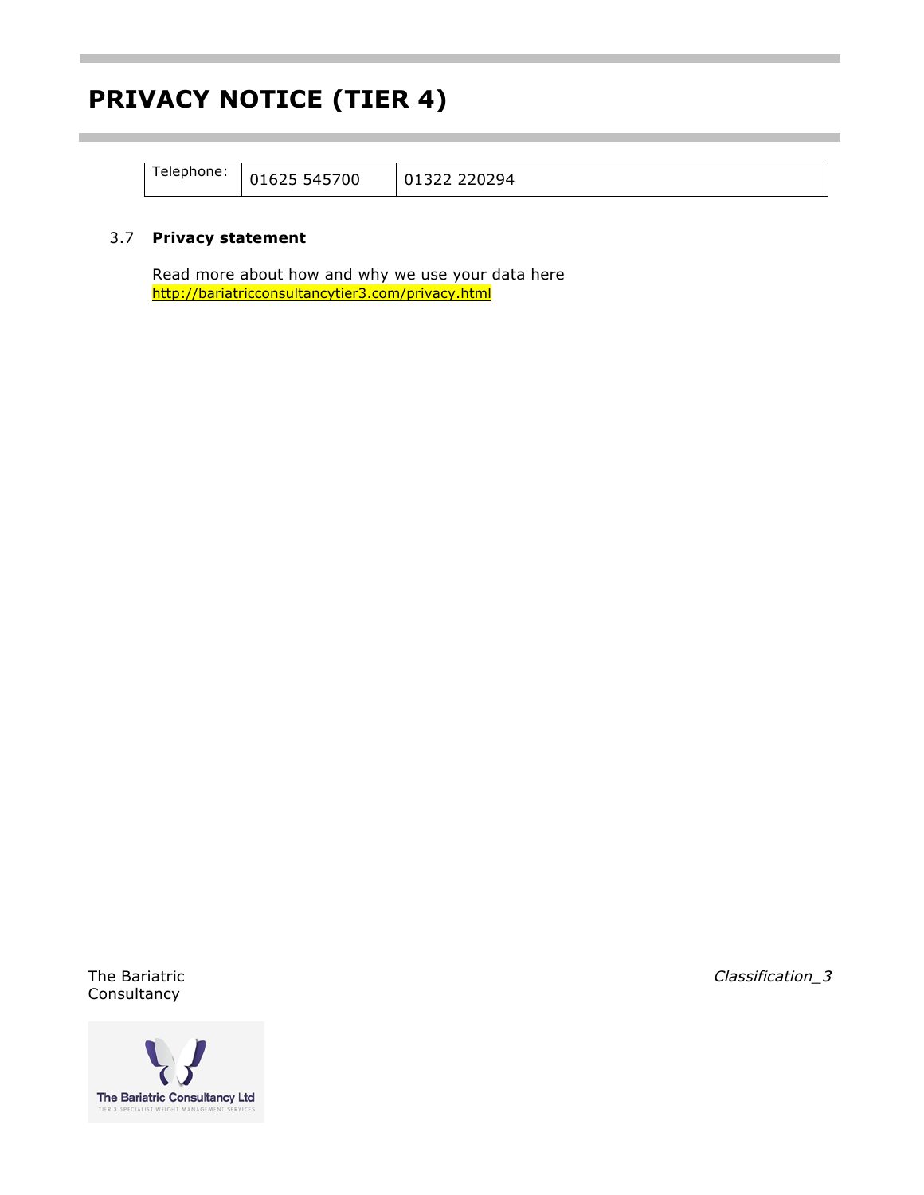# PRIVACY NOTICE (TIER 4)

| | | |
|---|---|---|
| Telephone: | 01625 545700 | 01322 220294 |

3.7 **Privacy statement**

Read more about how and why we use your data here
http://bariatricconsultancytier3.com/privacy.html